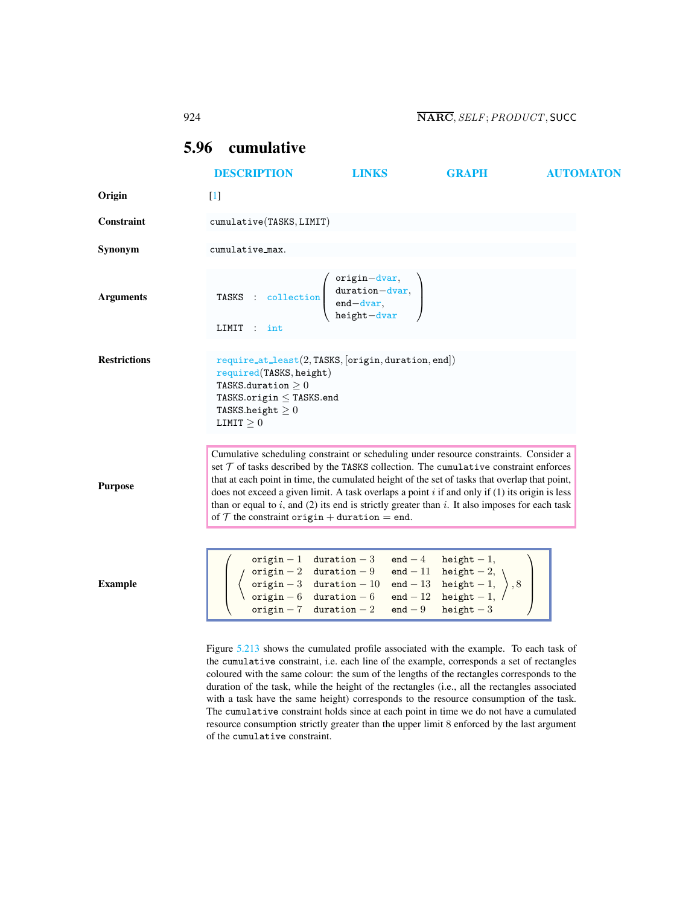## 5.96 cumulative

DESCRIPTION LINKS GRAPH AUTOMATON

**Origin** [1]

**Constraint** `cumulative(TASKS, LIMIT)`

**Synonym** `cumulative_max`.

**Arguments**

$$\texttt{TASKS} : \texttt{collection}\begin{pmatrix} \texttt{origin}-\texttt{dvar}, \\ \texttt{duration}-\texttt{dvar}, \\ \texttt{end}-\texttt{dvar}, \\ \texttt{height}-\texttt{dvar} \end{pmatrix}$$

$\texttt{LIMIT} : \texttt{int}$

**Restrictions**

require_at_least(2, TASKS, [origin, duration, end])
required(TASKS, height)
TASKS.duration $\geq 0$
TASKS.origin $\leq$ TASKS.end
TASKS.height $\geq 0$
LIMIT $\geq 0$

**Purpose**

Cumulative scheduling constraint or scheduling under resource constraints. Consider a set $\mathcal{T}$ of tasks described by the TASKS collection. The `cumulative` constraint enforces that at each point in time, the cumulated height of the set of tasks that overlap that point, does not exceed a given limit. A task overlaps a point $i$ if and only if (1) its origin is less than or equal to $i$, and (2) its end is strictly greater than $i$. It also imposes for each task of $\mathcal{T}$ the constraint origin + duration = end.

**Example**

$$\left(\left\langle\begin{array}{llll} \texttt{origin}-1 & \texttt{duration}-3 & \texttt{end}-4 & \texttt{height}-1, \\ \texttt{origin}-2 & \texttt{duration}-9 & \texttt{end}-11 & \texttt{height}-2, \\ \texttt{origin}-3 & \texttt{duration}-10 & \texttt{end}-13 & \texttt{height}-1, \\ \texttt{origin}-6 & \texttt{duration}-6 & \texttt{end}-12 & \texttt{height}-1, \\ \texttt{origin}-7 & \texttt{duration}-2 & \texttt{end}-9 & \texttt{height}-3 \end{array}\right\rangle, 8\right)$$

Figure 5.213 shows the cumulated profile associated with the example. To each task of the `cumulative` constraint, i.e. each line of the example, corresponds a set of rectangles coloured with the same colour: the sum of the lengths of the rectangles corresponds to the duration of the task, while the height of the rectangles (i.e., all the rectangles associated with a task have the same height) corresponds to the resource consumption of the task. The `cumulative` constraint holds since at each point in time we do not have a cumulated resource consumption strictly greater than the upper limit 8 enforced by the last argument of the `cumulative` constraint.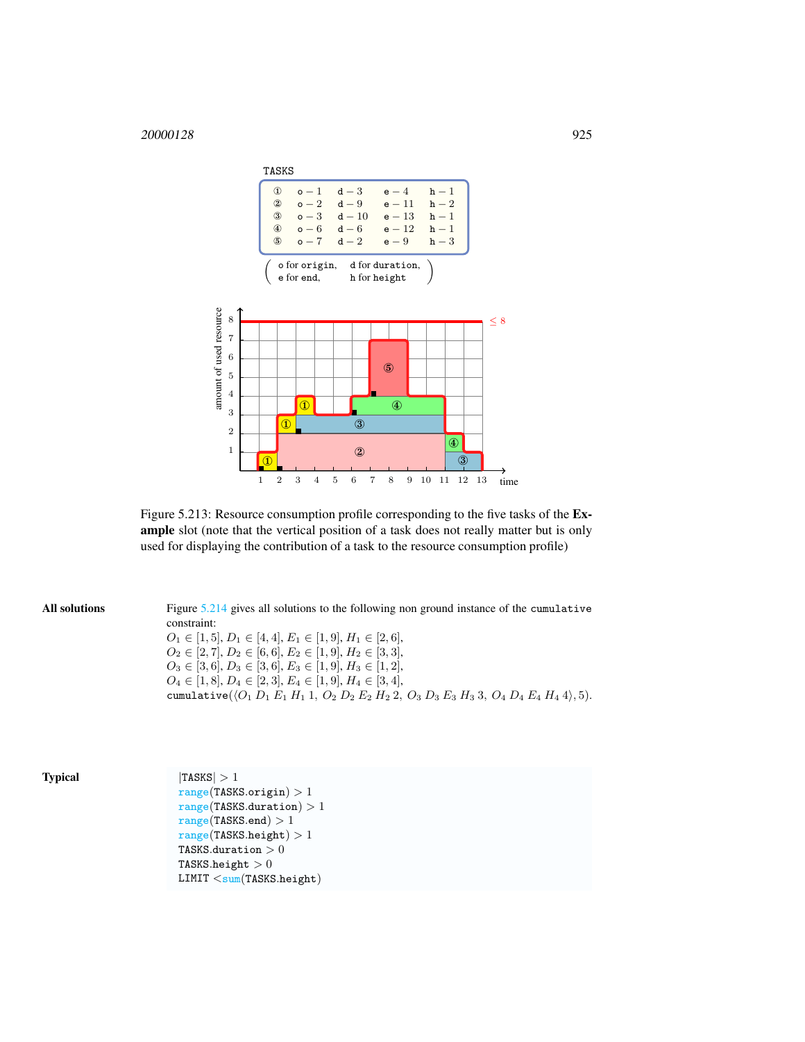TASKS

| | | | | |
|---|---|---|---|---|
| ① | o − 1 | d − 3 | e − 4 | h − 1 |
| ② | o − 2 | d − 9 | e − 11 | h − 2 |
| ③ | o − 3 | d − 10 | e − 13 | h − 1 |
| ④ | o − 6 | d − 6 | e − 12 | h − 1 |
| ⑤ | o − 7 | d − 2 | e − 9 | h − 3 |

( o for origin, d for duration, e for end, h for height )

Figure 5.213: Resource consumption profile corresponding to the five tasks of the **Example** slot (note that the vertical position of a task does not really matter but is only used for displaying the contribution of a task to the resource consumption profile)

**All solutions**

Figure 5.214 gives all solutions to the following non ground instance of the `cumulative` constraint:
$O_1 \in [1,5]$, $D_1 \in [4,4]$, $E_1 \in [1,9]$, $H_1 \in [2,6]$,
$O_2 \in [2,7]$, $D_2 \in [6,6]$, $E_2 \in [1,9]$, $H_2 \in [3,3]$,
$O_3 \in [3,6]$, $D_3 \in [3,6]$, $E_3 \in [1,9]$, $H_3 \in [1,2]$,
$O_4 \in [1,8]$, $D_4 \in [2,3]$, $E_4 \in [1,9]$, $H_4 \in [3,4]$,
`cumulative`$(\langle O_1\ D_1\ E_1\ H_1\ 1,\ O_2\ D_2\ E_2\ H_2\ 2,\ O_3\ D_3\ E_3\ H_3\ 3,\ O_4\ D_4\ E_4\ H_4\ 4\rangle, 5)$.

**Typical**

```
|TASKS| > 1
range(TASKS.origin) > 1
range(TASKS.duration) > 1
range(TASKS.end) > 1
range(TASKS.height) > 1
TASKS.duration > 0
TASKS.height > 0
LIMIT < sum(TASKS.height)
```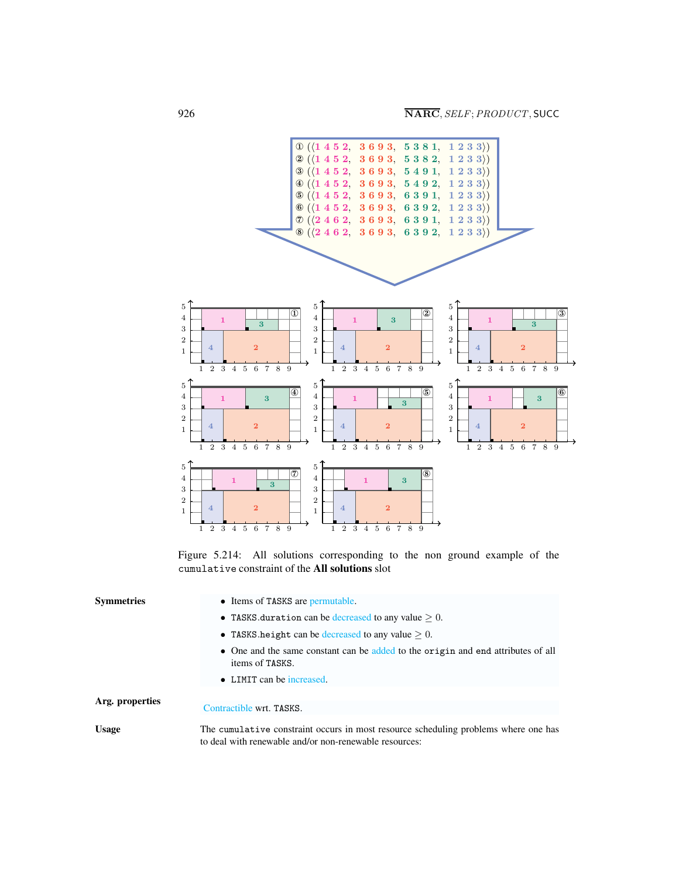① (⟨1 4 5 2, 3 6 9 3, 5 3 8 1, 1 2 3 3⟩)
② (⟨1 4 5 2, 3 6 9 3, 5 3 8 2, 1 2 3 3⟩)
③ (⟨1 4 5 2, 3 6 9 3, 5 4 9 1, 1 2 3 3⟩)
④ (⟨1 4 5 2, 3 6 9 3, 5 4 9 2, 1 2 3 3⟩)
⑤ (⟨1 4 5 2, 3 6 9 3, 6 3 9 1, 1 2 3 3⟩)
⑥ (⟨1 4 5 2, 3 6 9 3, 6 3 9 2, 1 2 3 3⟩)
⑦ (⟨2 4 6 2, 3 6 9 3, 6 3 9 1, 1 2 3 3⟩)
⑧ (⟨2 4 6 2, 3 6 9 3, 6 3 9 2, 1 2 3 3⟩)

Figure 5.214: All solutions corresponding to the non ground example of the `cumulative` constraint of the **All solutions** slot

**Symmetries**

- Items of `TASKS` are permutable.
- `TASKS.duration` can be decreased to any value $\geq 0$.
- `TASKS.height` can be decreased to any value $\geq 0$.
- One and the same constant can be added to the `origin` and `end` attributes of all items of `TASKS`.
- `LIMIT` can be increased.

**Arg. properties**

Contractible wrt. `TASKS`.

**Usage**

The `cumulative` constraint occurs in most resource scheduling problems where one has to deal with renewable and/or non-renewable resources: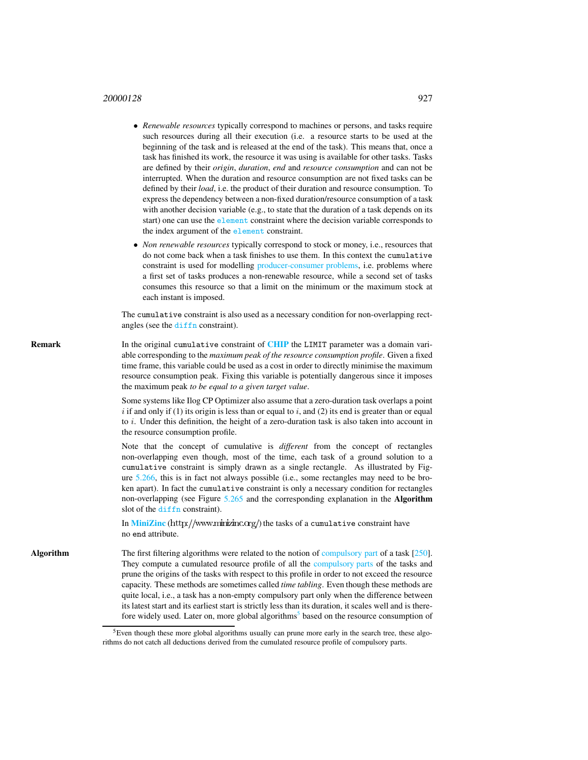- *Renewable resources* typically correspond to machines or persons, and tasks require such resources during all their execution (i.e. a resource starts to be used at the beginning of the task and is released at the end of the task). This means that, once a task has finished its work, the resource it was using is available for other tasks. Tasks are defined by their *origin*, *duration*, *end* and *resource consumption* and can not be interrupted. When the duration and resource consumption are not fixed tasks can be defined by their *load*, i.e. the product of their duration and resource consumption. To express the dependency between a non-fixed duration/resource consumption of a task with another decision variable (e.g., to state that the duration of a task depends on its start) one can use the `element` constraint where the decision variable corresponds to the index argument of the `element` constraint.
- *Non renewable resources* typically correspond to stock or money, i.e., resources that do not come back when a task finishes to use them. In this context the `cumulative` constraint is used for modelling producer-consumer problems, i.e. problems where a first set of tasks produces a non-renewable resource, while a second set of tasks consumes this resource so that a limit on the minimum or the maximum stock at each instant is imposed.

The `cumulative` constraint is also used as a necessary condition for non-overlapping rectangles (see the `diffn` constraint).

**Remark**

In the original `cumulative` constraint of **CHIP** the `LIMIT` parameter was a domain variable corresponding to the *maximum peak of the resource consumption profile*. Given a fixed time frame, this variable could be used as a cost in order to directly minimise the maximum resource consumption peak. Fixing this variable is potentially dangerous since it imposes the maximum peak *to be equal to a given target value*.

Some systems like Ilog CP Optimizer also assume that a zero-duration task overlaps a point $i$ if and only if (1) its origin is less than or equal to $i$, and (2) its end is greater than or equal to $i$. Under this definition, the height of a zero-duration task is also taken into account in the resource consumption profile.

Note that the concept of cumulative is *different* from the concept of rectangles non-overlapping even though, most of the time, each task of a ground solution to a `cumulative` constraint is simply drawn as a single rectangle. As illustrated by Figure 5.266, this is in fact not always possible (i.e., some rectangles may need to be broken apart). In fact the `cumulative` constraint is only a necessary condition for rectangles non-overlapping (see Figure 5.265 and the corresponding explanation in the **Algorithm** slot of the `diffn` constraint).

In **MiniZinc** (http://www.minizinc.org/) the tasks of a `cumulative` constraint have no `end` attribute.

**Algorithm**

The first filtering algorithms were related to the notion of compulsory part of a task [250]. They compute a cumulated resource profile of all the compulsory parts of the tasks and prune the origins of the tasks with respect to this profile in order to not exceed the resource capacity. These methods are sometimes called *time tabling*. Even though these methods are quite local, i.e., a task has a non-empty compulsory part only when the difference between its latest start and its earliest start is strictly less than its duration, it scales well and is therefore widely used. Later on, more global algorithms[5] based on the resource consumption of

[5] Even though these more global algorithms usually can prune more early in the search tree, these algorithms do not catch all deductions derived from the cumulated resource profile of compulsory parts.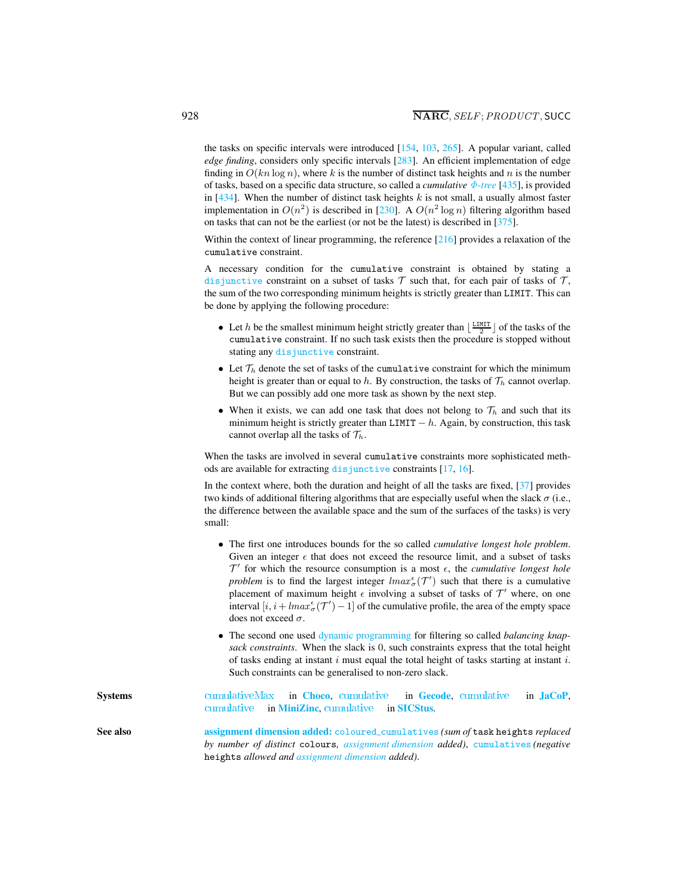the tasks on specific intervals were introduced [154, 103, 265]. A popular variant, called *edge finding*, considers only specific intervals [283]. An efficient implementation of edge finding in $O(kn \log n)$, where $k$ is the number of distinct task heights and $n$ is the number of tasks, based on a specific data structure, so called a *cumulative $\Phi$-tree* [435], is provided in [434]. When the number of distinct task heights $k$ is not small, a usually almost faster implementation in $O(n^2)$ is described in [230]. A $O(n^2 \log n)$ filtering algorithm based on tasks that can not be the earliest (or not be the latest) is described in [375].

Within the context of linear programming, the reference [216] provides a relaxation of the `cumulative` constraint.

A necessary condition for the `cumulative` constraint is obtained by stating a `disjunctive` constraint on a subset of tasks $\mathcal{T}$ such that, for each pair of tasks of $\mathcal{T}$, the sum of the two corresponding minimum heights is strictly greater than `LIMIT`. This can be done by applying the following procedure:

- Let $h$ be the smallest minimum height strictly greater than $\lfloor \frac{\texttt{LIMIT}}{2} \rfloor$ of the tasks of the `cumulative` constraint. If no such task exists then the procedure is stopped without stating any `disjunctive` constraint.
- Let $\mathcal{T}_h$ denote the set of tasks of the `cumulative` constraint for which the minimum height is greater than or equal to $h$. By construction, the tasks of $\mathcal{T}_h$ cannot overlap. But we can possibly add one more task as shown by the next step.
- When it exists, we can add one task that does not belong to $\mathcal{T}_h$ and such that its minimum height is strictly greater than $\texttt{LIMIT} - h$. Again, by construction, this task cannot overlap all the tasks of $\mathcal{T}_h$.

When the tasks are involved in several `cumulative` constraints more sophisticated methods are available for extracting `disjunctive` constraints [17, 16].

In the context where, both the duration and height of all the tasks are fixed, [37] provides two kinds of additional filtering algorithms that are especially useful when the slack $\sigma$ (i.e., the difference between the available space and the sum of the surfaces of the tasks) is very small:

- The first one introduces bounds for the so called *cumulative longest hole problem*. Given an integer $\epsilon$ that does not exceed the resource limit, and a subset of tasks $\mathcal{T}'$ for which the resource consumption is a most $\epsilon$, the *cumulative longest hole problem* is to find the largest integer $lmax_{\sigma}^{\epsilon}(\mathcal{T}')$ such that there is a cumulative placement of maximum height $\epsilon$ involving a subset of tasks of $\mathcal{T}'$ where, on one interval $[i, i + lmax_{\sigma}^{\epsilon}(\mathcal{T}') - 1]$ of the cumulative profile, the area of the empty space does not exceed $\sigma$.
- The second one used dynamic programming for filtering so called *balancing knapsack constraints*. When the slack is 0, such constraints express that the total height of tasks ending at instant $i$ must equal the total height of tasks starting at instant $i$. Such constraints can be generalised to non-zero slack.

**Systems** cumulativeMax in **Choco**, cumulative in **Gecode**, cumulative in **JaCoP**, cumulative in **MiniZinc**, cumulative in **SICStus**.

**See also** **assignment dimension added:** `coloured_cumulatives` *(sum of* `task heights` *replaced by number of distinct* `colours`*, assignment dimension added)*, `cumulatives` *(negative* `heights` *allowed and assignment dimension added)*.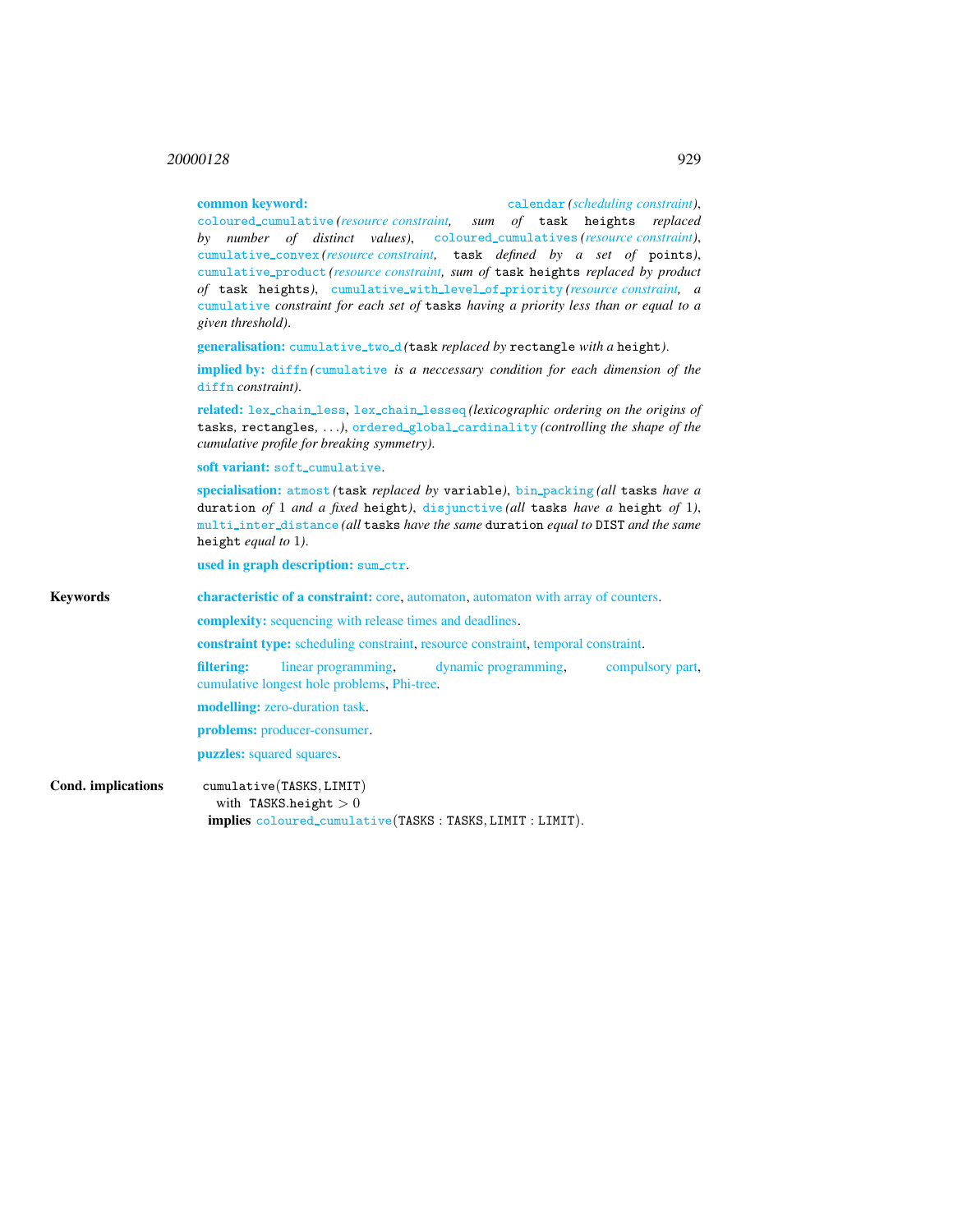**common keyword:** calendar *(scheduling constraint)*, coloured_cumulative *(resource constraint, sum of* task heights *replaced by number of distinct values)*, coloured_cumulatives *(resource constraint)*, cumulative_convex *(resource constraint,* task *defined by a set of* points*)*, cumulative_product *(resource constraint, sum of* task heights *replaced by product of* task heights*)*, cumulative_with_level_of_priority *(resource constraint, a* cumulative *constraint for each set of* tasks *having a priority less than or equal to a given threshold)*.

**generalisation:** cumulative_two_d *(*task *replaced by* rectangle *with a* height*)*.

**implied by:** diffn *(*cumulative *is a neccessary condition for each dimension of the* diffn *constraint)*.

**related:** lex_chain_less, lex_chain_lesseq *(lexicographic ordering on the origins of* tasks, rectangles, *...)*, ordered_global_cardinality *(controlling the shape of the cumulative profile for breaking symmetry)*.

**soft variant:** soft_cumulative.

**specialisation:** atmost *(*task *replaced by* variable*)*, bin_packing *(all* tasks *have a* duration *of* 1 *and a fixed* height*)*, disjunctive *(all* tasks *have a* height *of* 1*)*, multi_inter_distance *(all* tasks *have the same* duration *equal to* DIST *and the same* height *equal to* 1*)*.

**used in graph description:** sum_ctr.

**Keywords**

**characteristic of a constraint:** core, automaton, automaton with array of counters.

**complexity:** sequencing with release times and deadlines.

**constraint type:** scheduling constraint, resource constraint, temporal constraint.

**filtering:** linear programming, dynamic programming, compulsory part, cumulative longest hole problems, Phi-tree.

**modelling:** zero-duration task.

**problems:** producer-consumer.

**puzzles:** squared squares.

**Cond. implications**

cumulative(TASKS, LIMIT)
  with TASKS.height $> 0$
**implies** coloured_cumulative(TASKS : TASKS, LIMIT : LIMIT).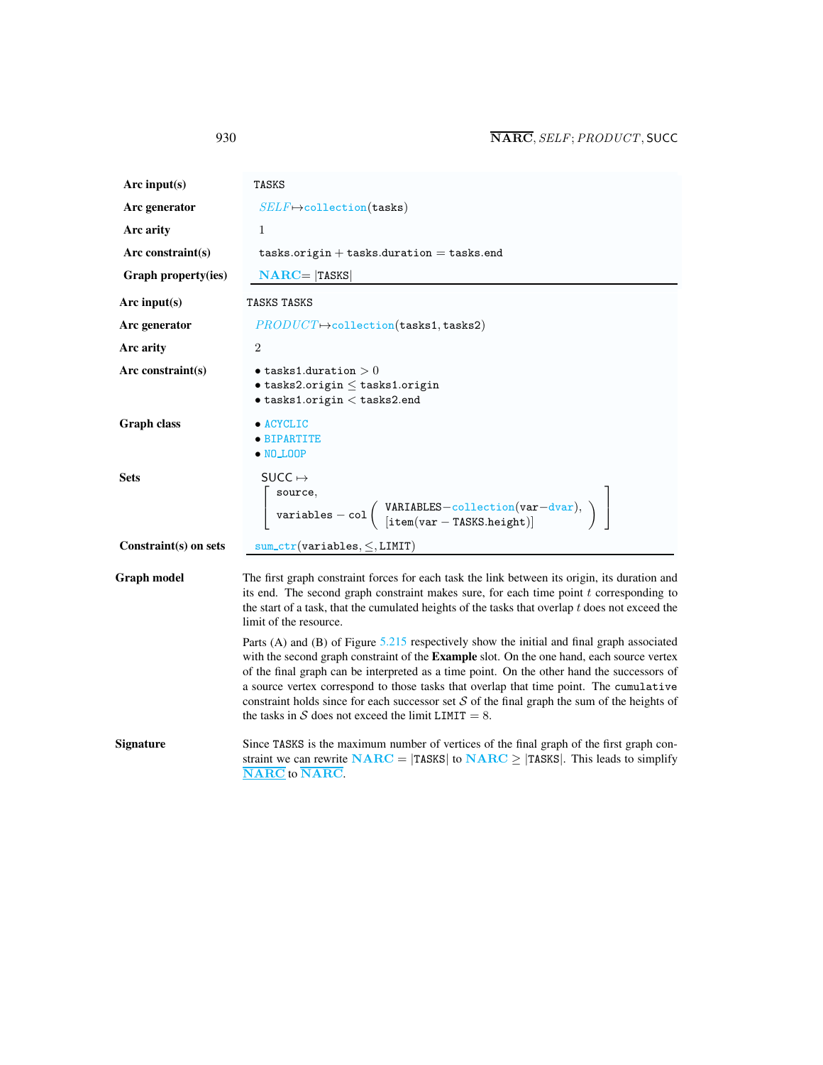| | |
|---|---|
| **Arc input(s)** | TASKS |
| **Arc generator** | $SELF$ ↦ collection(tasks) |
| **Arc arity** | 1 |
| **Arc constraint(s)** | tasks.origin + tasks.duration = tasks.end |
| **Graph property(ies)** | **NARC** = \|TASKS\| |

| | |
|---|---|
| **Arc input(s)** | TASKS TASKS |
| **Arc generator** | $PRODUCT$ ↦ collection(tasks1, tasks2) |
| **Arc arity** | 2 |
| **Arc constraint(s)** | • tasks1.duration > 0<br>• tasks2.origin ≤ tasks1.origin<br>• tasks1.origin < tasks2.end |
| **Graph class** | • ACYCLIC<br>• BIPARTITE<br>• NO_LOOP |
| **Sets** | SUCC ↦ [ source, variables − col ( VARIABLES−collection(var−dvar), [item(var − TASKS.height)] ) ] |
| **Constraint(s) on sets** | sum_ctr(variables, ≤, LIMIT) |

**Graph model** The first graph constraint forces for each task the link between its origin, its duration and its end. The second graph constraint makes sure, for each time point $t$ corresponding to the start of a task, that the cumulated heights of the tasks that overlap $t$ does not exceed the limit of the resource.

Parts (A) and (B) of Figure 5.215 respectively show the initial and final graph associated with the second graph constraint of the **Example** slot. On the one hand, each source vertex of the final graph can be interpreted as a time point. On the other hand the successors of a source vertex correspond to those tasks that overlap that time point. The cumulative constraint holds since for each successor set $\mathcal{S}$ of the final graph the sum of the heights of the tasks in $\mathcal{S}$ does not exceed the limit LIMIT = 8.

**Signature** Since TASKS is the maximum number of vertices of the final graph of the first graph constraint we can rewrite **NARC** = |TASKS| to **NARC** ≥ |TASKS|. This leads to simplify $\underline{\overline{\textbf{NARC}}}$ to $\overline{\textbf{NARC}}$.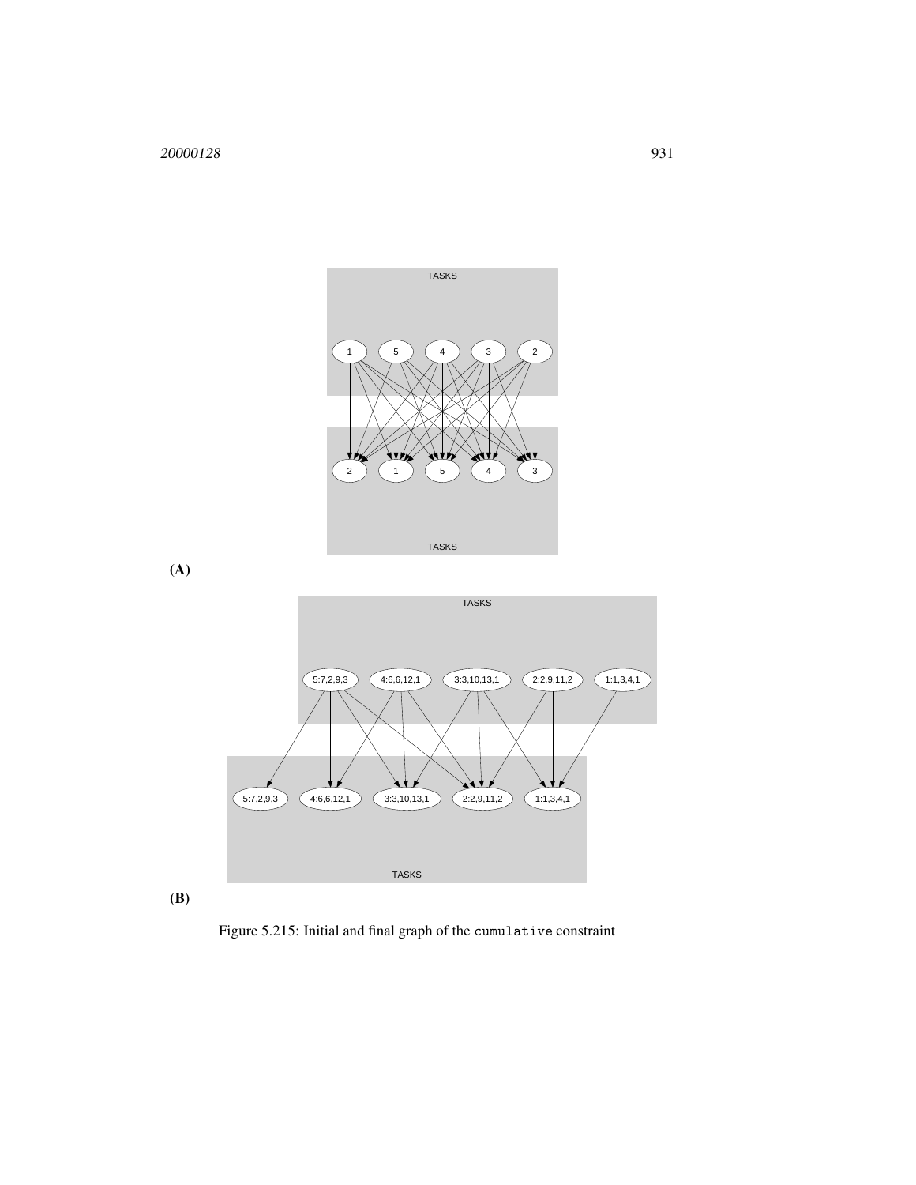(A)

(B)

Figure 5.215: Initial and final graph of the cumulative constraint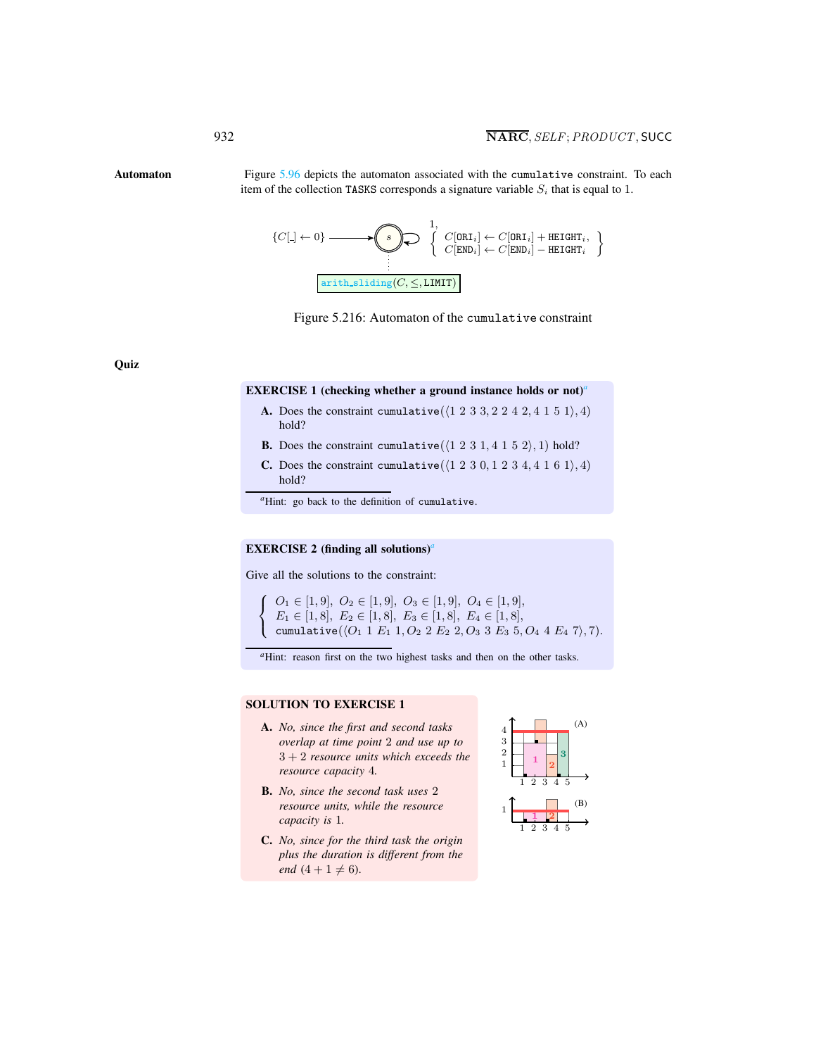**Automaton**

Figure 5.96 depicts the automaton associated with the `cumulative` constraint. To each item of the collection `TASKS` corresponds a signature variable $S_i$ that is equal to 1.

$\{C[\_] \leftarrow 0\}$ → $s$ (self-loop) $1, \left\{ \begin{array}{l} C[\texttt{ORI}_i] \leftarrow C[\texttt{ORI}_i] + \texttt{HEIGHT}_i, \\ C[\texttt{END}_i] \leftarrow C[\texttt{END}_i] - \texttt{HEIGHT}_i \end{array} \right\}$

arith_sliding$(C, \leq, \texttt{LIMIT})$

Figure 5.216: Automaton of the `cumulative` constraint

**Quiz**

**EXERCISE 1 (checking whether a ground instance holds or not)**[a]

**A.** Does the constraint `cumulative`$(\langle 1\ 2\ 3\ 3, 2\ 2\ 4\ 2, 4\ 1\ 5\ 1\rangle, 4)$ hold?

**B.** Does the constraint `cumulative`$(\langle 1\ 2\ 3\ 1, 4\ 1\ 5\ 2\rangle, 1)$ hold?

**C.** Does the constraint `cumulative`$(\langle 1\ 2\ 3\ 0, 1\ 2\ 3\ 4, 4\ 1\ 6\ 1\rangle, 4)$ hold?

[a]Hint: go back to the definition of `cumulative`.

**EXERCISE 2 (finding all solutions)**[a]

Give all the solutions to the constraint:

$$\left\{ \begin{array}{l} O_1 \in [1,9],\ O_2 \in [1,9],\ O_3 \in [1,9],\ O_4 \in [1,9], \\ E_1 \in [1,8],\ E_2 \in [1,8],\ E_3 \in [1,8],\ E_4 \in [1,8], \\ \texttt{cumulative}(\langle O_1\ 1\ E_1\ 1, O_2\ 2\ E_2\ 2, O_3\ 3\ E_3\ 5, O_4\ 4\ E_4\ 7\rangle, 7). \end{array} \right.$$

[a]Hint: reason first on the two highest tasks and then on the other tasks.

**SOLUTION TO EXERCISE 1**

**A.** *No, since the first and second tasks overlap at time point 2 and use up to $3+2$ resource units which exceeds the resource capacity 4.*

**B.** *No, since the second task uses 2 resource units, while the resource capacity is 1.*

**C.** *No, since for the third task the origin plus the duration is different from the end ($4+1 \neq 6$).*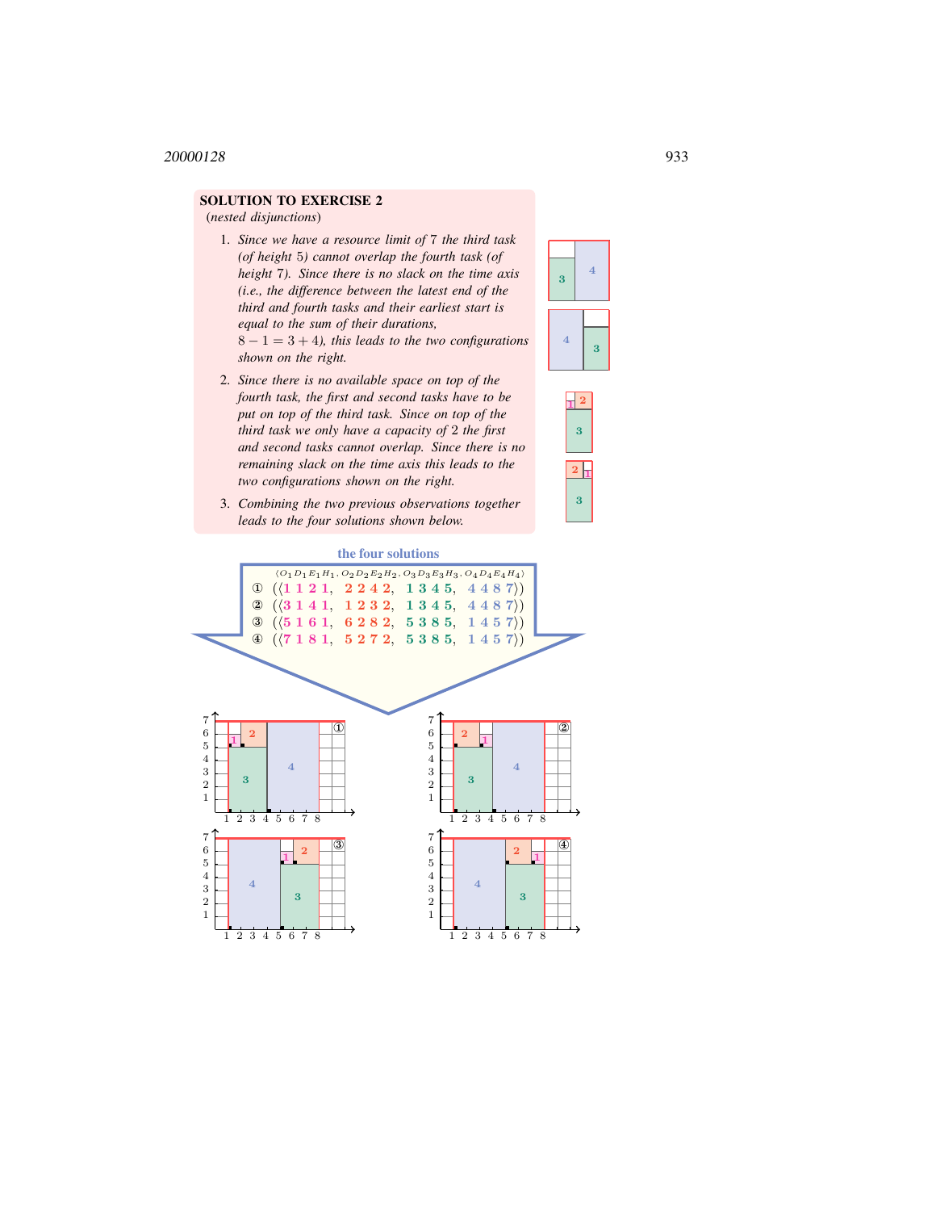**SOLUTION TO EXERCISE 2**

(*nested disjunctions*)

1. *Since we have a resource limit of 7 the third task (of height 5) cannot overlap the fourth task (of height 7). Since there is no slack on the time axis (i.e., the difference between the latest end of the third and fourth tasks and their earliest start is equal to the sum of their durations,* $8-1=3+4$*), this leads to the two configurations shown on the right.*
2. *Since there is no available space on top of the fourth task, the first and second tasks have to be put on top of the third task. Since on top of the third task we only have a capacity of 2 the first and second tasks cannot overlap. Since there is no remaining slack on the time axis this leads to the two configurations shown on the right.*
3. *Combining the two previous observations together leads to the four solutions shown below.*

**the four solutions**

$\langle O_1 D_1 E_1 H_1, O_2 D_2 E_2 H_2, O_3 D_3 E_3 H_3, O_4 D_4 E_4 H_4 \rangle$

① $(\langle 1\ 1\ 2\ 1,\ \ 2\ 2\ 4\ 2,\ \ 1\ 3\ 4\ 5,\ \ 4\ 4\ 8\ 7 \rangle)$

② $(\langle 3\ 1\ 4\ 1,\ \ 1\ 2\ 3\ 2,\ \ 1\ 3\ 4\ 5,\ \ 4\ 4\ 8\ 7 \rangle)$

③ $(\langle 5\ 1\ 6\ 1,\ \ 6\ 2\ 8\ 2,\ \ 5\ 3\ 8\ 5,\ \ 1\ 4\ 5\ 7 \rangle)$

④ $(\langle 7\ 1\ 8\ 1,\ \ 5\ 2\ 7\ 2,\ \ 5\ 3\ 8\ 5,\ \ 1\ 4\ 5\ 7 \rangle)$